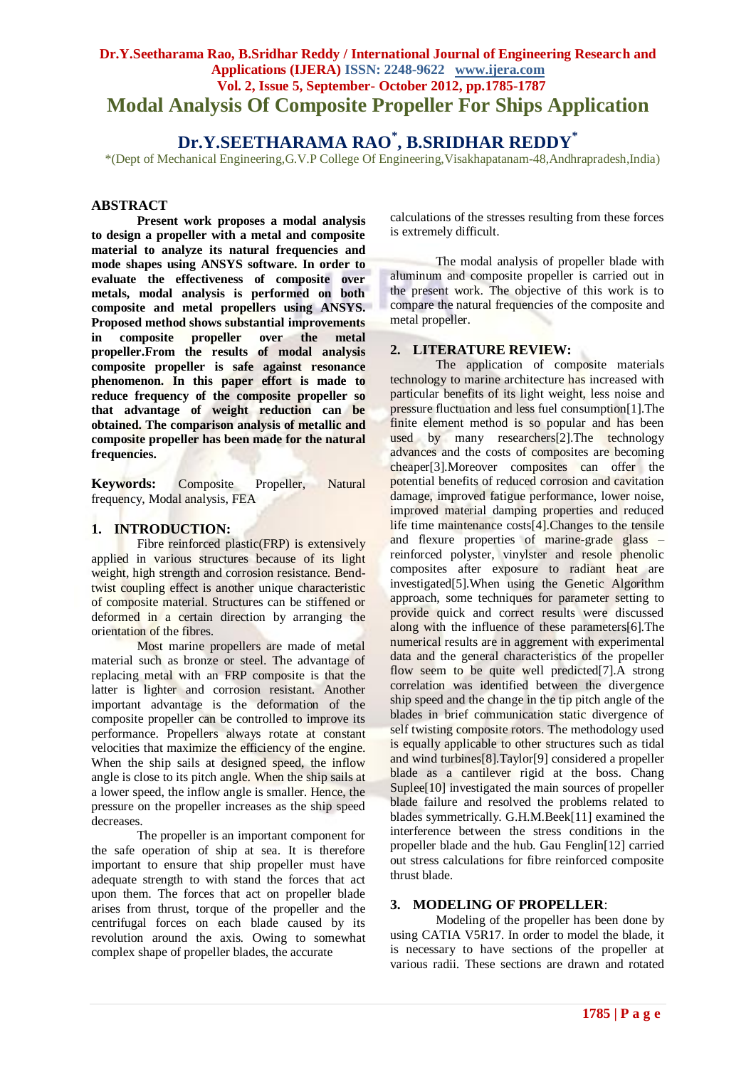# Modal Analysis Of Composite Propeller For Ships Application

## Dr.Y.SEETHARAMA RAO*, B.SRIDHAR REDDY*

*(Dept of Mechanical Engineering,G.V.P College Of Engineering,Visakhapatanam-48,Andhrapradesh,India)

## ABSTRACT

**Present work proposes a modal analysis to design a propeller with a metal and composite material to analyze its natural frequencies and mode shapes using ANSYS software. In order to evaluate the effectiveness of composite over metals, modal analysis is performed on both composite and metal propellers using ANSYS. Proposed method shows substantial improvements in composite propeller over the metal propeller.From the results of modal analysis composite propeller is safe against resonance phenomenon. In this paper effort is made to reduce frequency of the composite propeller so that advantage of weight reduction can be obtained. The comparison analysis of metallic and composite propeller has been made for the natural frequencies.**

**Keywords:** Composite Propeller, Natural frequency, Modal analysis, FEA

## 1. INTRODUCTION:

Fibre reinforced plastic(FRP) is extensively applied in various structures because of its light weight, high strength and corrosion resistance. Bend-twist coupling effect is another unique characteristic of composite material. Structures can be stiffened or deformed in a certain direction by arranging the orientation of the fibres.

Most marine propellers are made of metal material such as bronze or steel. The advantage of replacing metal with an FRP composite is that the latter is lighter and corrosion resistant. Another important advantage is the deformation of the composite propeller can be controlled to improve its performance. Propellers always rotate at constant velocities that maximize the efficiency of the engine. When the ship sails at designed speed, the inflow angle is close to its pitch angle. When the ship sails at a lower speed, the inflow angle is smaller. Hence, the pressure on the propeller increases as the ship speed decreases.

The propeller is an important component for the safe operation of ship at sea. It is therefore important to ensure that ship propeller must have adequate strength to with stand the forces that act upon them. The forces that act on propeller blade arises from thrust, torque of the propeller and the centrifugal forces on each blade caused by its revolution around the axis. Owing to somewhat complex shape of propeller blades, the accurate calculations of the stresses resulting from these forces is extremely difficult.

The modal analysis of propeller blade with aluminum and composite propeller is carried out in the present work. The objective of this work is to compare the natural frequencies of the composite and metal propeller.

## 2. LITERATURE REVIEW:

The application of composite materials technology to marine architecture has increased with particular benefits of its light weight, less noise and pressure fluctuation and less fuel consumption[1].The finite element method is so popular and has been used by many researchers[2].The technology advances and the costs of composites are becoming cheaper[3].Moreover composites can offer the potential benefits of reduced corrosion and cavitation damage, improved fatigue performance, lower noise, improved material damping properties and reduced life time maintenance costs[4].Changes to the tensile and flexure properties of marine-grade glass – reinforced polyster, vinylster and resole phenolic composites after exposure to radiant heat are investigated[5].When using the Genetic Algorithm approach, some techniques for parameter setting to provide quick and correct results were discussed along with the influence of these parameters[6].The numerical results are in aggrement with experimental data and the general characteristics of the propeller flow seem to be quite well predicted[7].A strong correlation was identified between the divergence ship speed and the change in the tip pitch angle of the blades in brief communication static divergence of self twisting composite rotors. The methodology used is equally applicable to other structures such as tidal and wind turbines[8].Taylor[9] considered a propeller blade as a cantilever rigid at the boss. Chang Suplee[10] investigated the main sources of propeller blade failure and resolved the problems related to blades symmetrically. G.H.M.Beek[11] examined the interference between the stress conditions in the propeller blade and the hub. Gau Fenglin[12] carried out stress calculations for fibre reinforced composite thrust blade.

## 3. MODELING OF PROPELLER:

Modeling of the propeller has been done by using CATIA V5R17. In order to model the blade, it is necessary to have sections of the propeller at various radii. These sections are drawn and rotated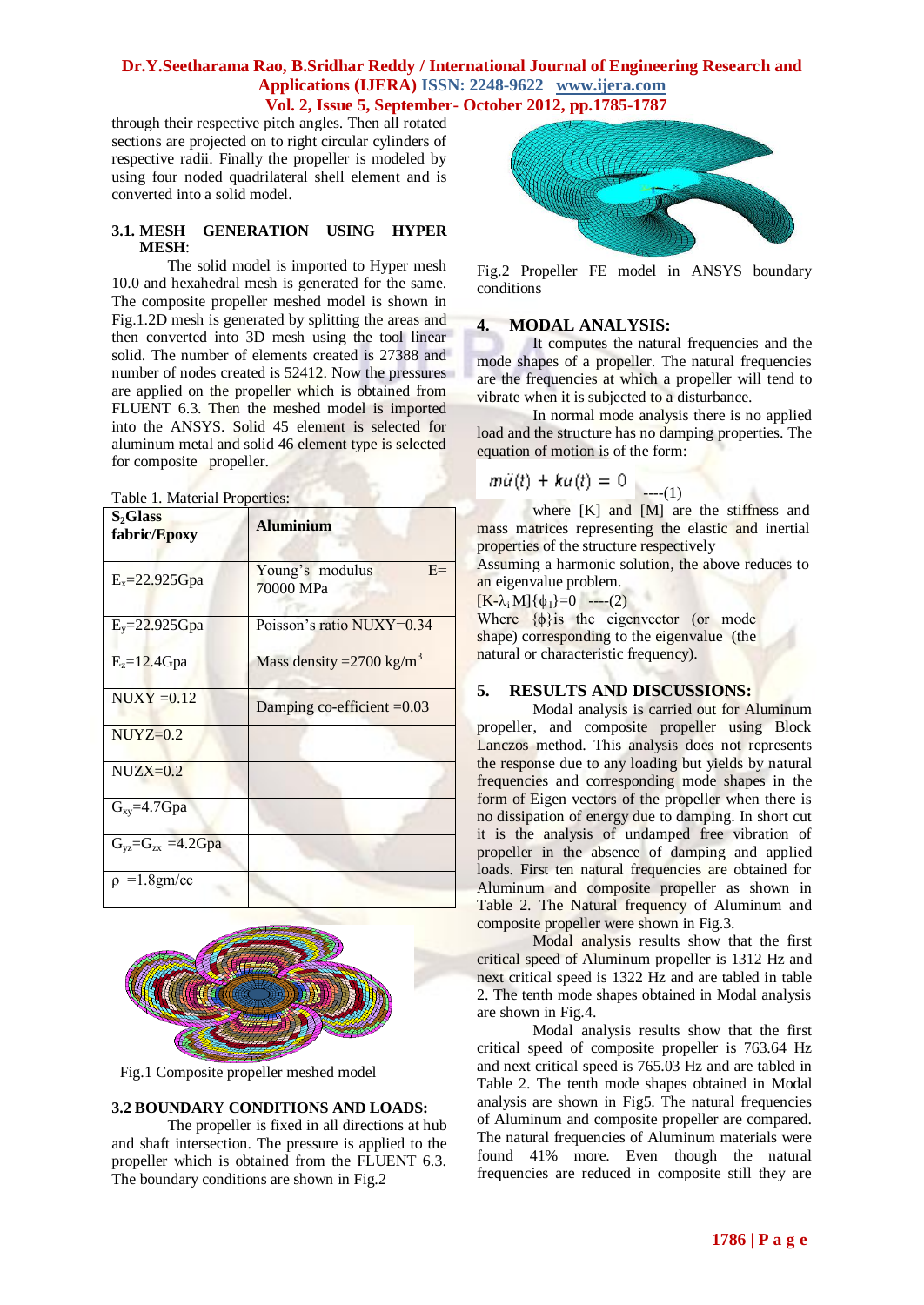through their respective pitch angles. Then all rotated sections are projected on to right circular cylinders of respective radii. Finally the propeller is modeled by using four noded quadrilateral shell element and is converted into a solid model.

### 3.1. MESH GENERATION USING HYPER MESH:

The solid model is imported to Hyper mesh 10.0 and hexahedral mesh is generated for the same. The composite propeller meshed model is shown in Fig.1.2D mesh is generated by splitting the areas and then converted into 3D mesh using the tool linear solid. The number of elements created is 27388 and number of nodes created is 52412. Now the pressures are applied on the propeller which is obtained from FLUENT 6.3. Then the meshed model is imported into the ANSYS. Solid 45 element is selected for aluminum metal and solid 46 element type is selected for composite propeller.

Table 1. Material Properties:

| $S_2$Glass fabric/Epoxy | Aluminium |
|---|---|
| $E_x$=22.925Gpa | Young's modulus E= 70000 MPa |
| $E_y$=22.925Gpa | Poisson's ratio NUXY=0.34 |
| $E_z$=12.4Gpa | Mass density =2700 kg/m$^3$ |
| NUXY =0.12 | Damping co-efficient =0.03 |
| NUYZ=0.2 | |
| NUZX=0.2 | |
| $G_{xy}$=4.7Gpa | |
| $G_{yz}$=$G_{zx}$ =4.2Gpa | |
| ρ =1.8gm/cc | |

Fig.1 Composite propeller meshed model

### 3.2 BOUNDARY CONDITIONS AND LOADS:

The propeller is fixed in all directions at hub and shaft intersection. The pressure is applied to the propeller which is obtained from the FLUENT 6.3. The boundary conditions are shown in Fig.2

Fig.2 Propeller FE model in ANSYS boundary conditions

## 4. MODAL ANALYSIS:

It computes the natural frequencies and the mode shapes of a propeller. The natural frequencies are the frequencies at which a propeller will tend to vibrate when it is subjected to a disturbance.

In normal mode analysis there is no applied load and the structure has no damping properties. The equation of motion is of the form:

$$m\ddot{u}(t) + ku(t) = 0 \quad \text{----(1)}$$

where [K] and [M] are the stiffness and mass matrices representing the elastic and inertial properties of the structure respectively

Assuming a harmonic solution, the above reduces to an eigenvalue problem.

$[K-\lambda_i M]\{\phi_I\}=0$ ----(2)

Where $\{\phi\}$is the eigenvector (or mode shape) corresponding to the eigenvalue (the natural or characteristic frequency).

## 5. RESULTS AND DISCUSSIONS:

Modal analysis is carried out for Aluminum propeller, and composite propeller using Block Lanczos method. This analysis does not represents the response due to any loading but yields by natural frequencies and corresponding mode shapes in the form of Eigen vectors of the propeller when there is no dissipation of energy due to damping. In short cut it is the analysis of undamped free vibration of propeller in the absence of damping and applied loads. First ten natural frequencies are obtained for Aluminum and composite propeller as shown in Table 2. The Natural frequency of Aluminum and composite propeller were shown in Fig.3.

Modal analysis results show that the first critical speed of Aluminum propeller is 1312 Hz and next critical speed is 1322 Hz and are tabled in table 2. The tenth mode shapes obtained in Modal analysis are shown in Fig.4.

Modal analysis results show that the first critical speed of composite propeller is 763.64 Hz and next critical speed is 765.03 Hz and are tabled in Table 2. The tenth mode shapes obtained in Modal analysis are shown in Fig5. The natural frequencies of Aluminum and composite propeller are compared. The natural frequencies of Aluminum materials were found 41% more. Even though the natural frequencies are reduced in composite still they are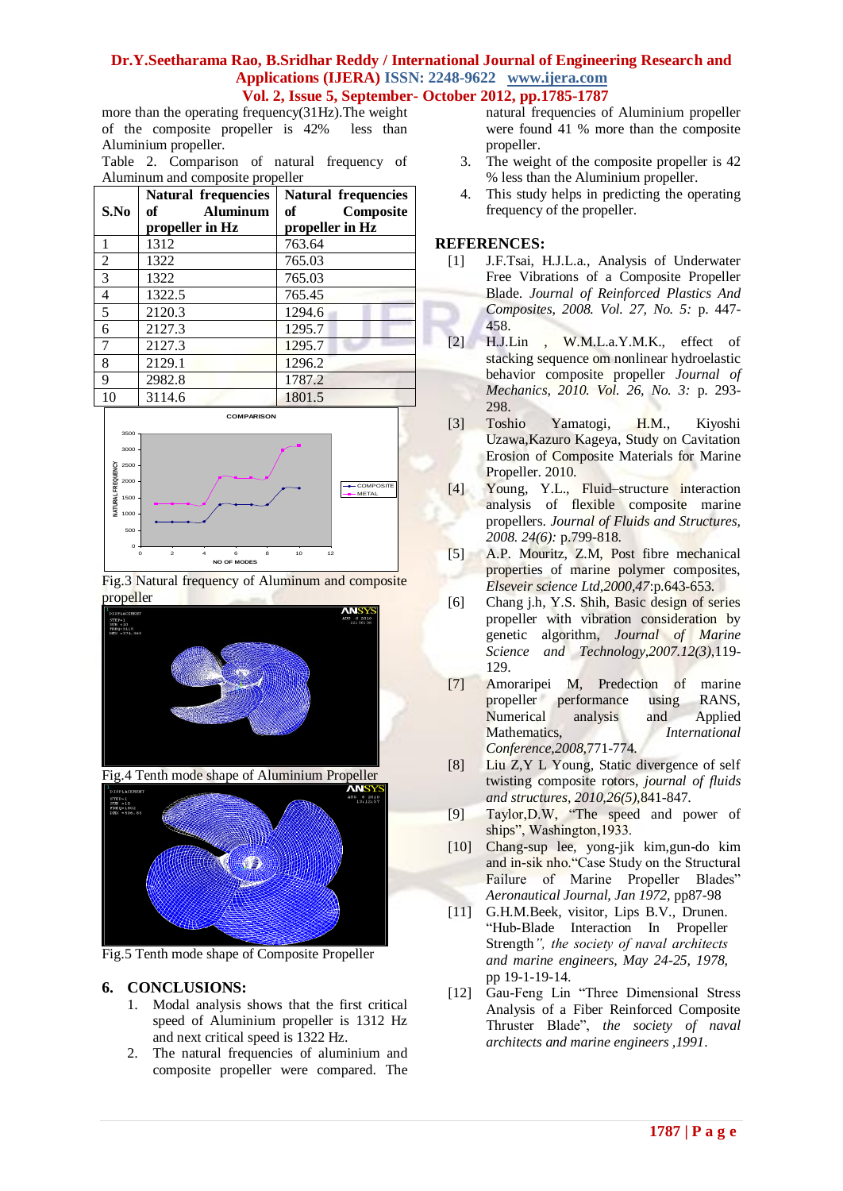more than the operating frequency(31Hz).The weight of the composite propeller is 42% less than Aluminium propeller.

Table 2. Comparison of natural frequency of Aluminum and composite propeller

| S.No | Natural frequencies of Aluminum propeller in Hz | Natural frequencies of Composite propeller in Hz |
|---|---|---|
| 1 | 1312 | 763.64 |
| 2 | 1322 | 765.03 |
| 3 | 1322 | 765.03 |
| 4 | 1322.5 | 765.45 |
| 5 | 2120.3 | 1294.6 |
| 6 | 2127.3 | 1295.7 |
| 7 | 2127.3 | 1295.7 |
| 8 | 2129.1 | 1296.2 |
| 9 | 2982.8 | 1787.2 |
| 10 | 3114.6 | 1801.5 |

COMPARISON

NATURAL FREQUENCY

3500
3000
2500
2000
1500
1000
500
0

0 2 4 6 8 10 12

NO OF MODES

COMPOSITE
METAL

Fig.3 Natural frequency of Aluminum and composite propeller

Fig.4 Tenth mode shape of Aluminium Propeller

Fig.5 Tenth mode shape of Composite Propeller

## 6. CONCLUSIONS:

1. Modal analysis shows that the first critical speed of Aluminium propeller is 1312 Hz and next critical speed is 1322 Hz.
2. The natural frequencies of aluminium and composite propeller were compared. The natural frequencies of Aluminium propeller were found 41 % more than the composite propeller.
3. The weight of the composite propeller is 42 % less than the Aluminium propeller.
4. This study helps in predicting the operating frequency of the propeller.

## REFERENCES:

[1] J.F.Tsai, H.J.L.a., Analysis of Underwater Free Vibrations of a Composite Propeller Blade. *Journal of Reinforced Plastics And Composites, 2008. Vol. 27, No. 5:* p. 447-458.

[2] H.J.Lin , W.M.L.a.Y.M.K., effect of stacking sequence om nonlinear hydroelastic behavior composite propeller *Journal of Mechanics, 2010. Vol. 26, No. 3:* p. 293-298.

[3] Toshio Yamatogi, H.M., Kiyoshi Uzawa,Kazuro Kageya, Study on Cavitation Erosion of Composite Materials for Marine Propeller. 2010.

[4] Young, Y.L., Fluid–structure interaction analysis of flexible composite marine propellers. *Journal of Fluids and Structures, 2008. 24(6):* p.799-818.

[5] A.P. Mouritz, Z.M, Post fibre mechanical properties of marine polymer composites, *Elsevier science Ltd,2000,47*:p.643-653.

[6] Chang j.h, Y.S. Shih, Basic design of series propeller with vibration consideration by genetic algorithm, *Journal of Marine Science and Technology,2007.12(3)*,119-129.

[7] Amoraripei M, Predection of marine propeller performance using RANS, Numerical analysis and Applied Mathematics, *International Conference,2008*,771-774.

[8] Liu Z,Y L Young, Static divergence of self twisting composite rotors, *journal of fluids and structures, 2010,26(5)*,841-847.

[9] Taylor,D.W, "The speed and power of ships", Washington,1933.

[10] Chang-sup lee, yong-jik kim,gun-do kim and in-sik nho."Case Study on the Structural Failure of Marine Propeller Blades" *Aeronautical Journal, Jan 1972*, pp87-98

[11] G.H.M.Beek, visitor, Lips B.V., Drunen. "Hub-Blade Interaction In Propeller Strength*", the society of naval architects and marine engineers, May 24-25, 1978,* pp 19-1-19-14.

[12] Gau-Feng Lin "Three Dimensional Stress Analysis of a Fiber Reinforced Composite Thruster Blade", *the society of naval architects and marine engineers ,1991*.